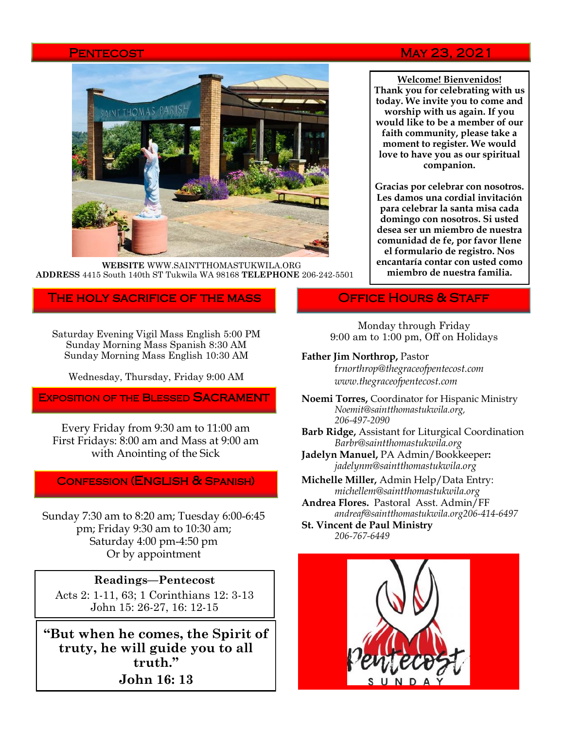# Pentecost — May 23, 2021

**WEBSITE** WWW.SAINTTHOMASTUKWILA.ORG
**ADDRESS** 4415 South 140th ST Tukwila WA 98168 **TELEPHONE** 206-242-5501

**Welcome! Bienvenidos!**
**Thank you for celebrating with us today. We invite you to come and worship with us again. If you would like to be a member of our faith community, please take a moment to register. We would love to have you as our spiritual companion.**

**Gracias por celebrar con nosotros. Les damos una cordial invitación para celebrar la santa misa cada domingo con nosotros. Si usted desea ser un miembro de nuestra comunidad de fe, por favor llene el formulario de registro. Nos encantaría contar con usted como miembro de nuestra familia.**

## The Holy Sacrifice of the Mass

Saturday Evening Vigil Mass English 5:00 PM
Sunday Morning Mass Spanish 8:30 AM
Sunday Morning Mass English 10:30 AM

Wednesday, Thursday, Friday 9:00 AM

## Exposition of the Blessed Sacrament

Every Friday from 9:30 am to 11:00 am
First Fridays: 8:00 am and Mass at 9:00 am with Anointing of the Sick

## Confession (English & Spanish)

Sunday 7:30 am to 8:20 am; Tuesday 6:00-6:45 pm; Friday 9:30 am to 10:30 am; Saturday 4:00 pm-4:50 pm
Or by appointment

**Readings—Pentecost**
Acts 2: 1-11, 63; 1 Corinthians 12: 3-13
John 15: 26-27, 16: 12-15

**"But when he comes, the Spirit of truty, he will guide you to all truth."**
**John 16: 13**

## Office Hours & Staff

Monday through Friday
9:00 am to 1:00 pm, Off on Holidays

**Father Jim Northrop,** Pastor
*frnorthrop@thegraceofpentecost.com*
*www.thegraceofpentecost.com*

**Noemi Torres,** Coordinator for Hispanic Ministry
*Noemit@saintthomastukwila.org, 206-497-2090*

**Barb Ridge,** Assistant for Liturgical Coordination
*Barbr@saintthomastukwila.org*

**Jadelyn Manuel,** PA Admin/Bookkeeper**:**
*jadelynm@saintthomastukwila.org*

**Michelle Miller,** Admin Help/Data Entry:
*michellem@saintthomastukwila.org*

**Andrea Flores.** Pastoral Asst. Admin/FF
*andreaf@saintthomastukwila.org206-414-6497*

**St. Vincent de Paul Ministry**
*206-767-6449*

Pentecost SUNDAY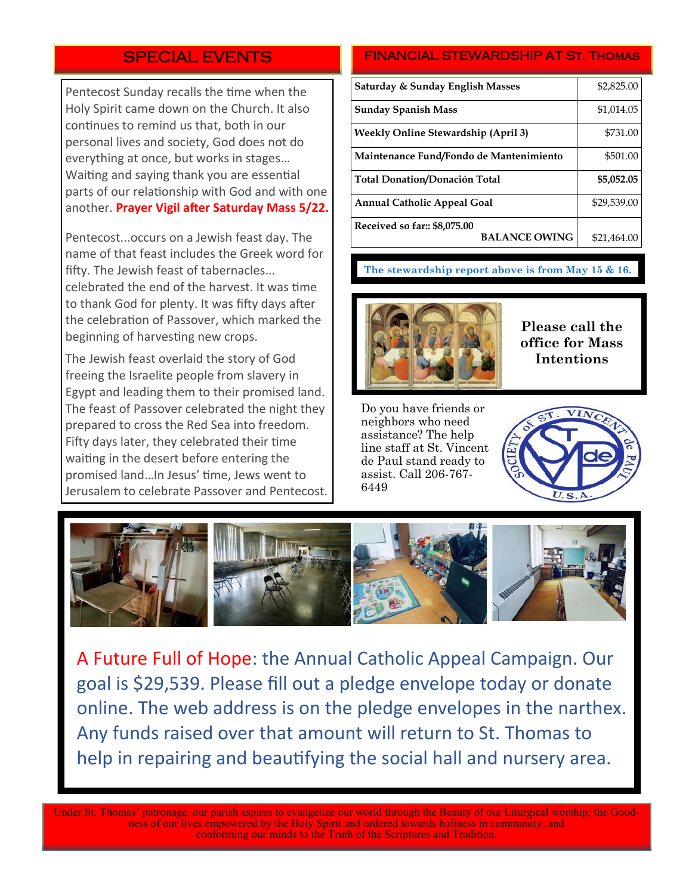## SPECIAL EVENTS

Pentecost Sunday recalls the time when the Holy Spirit came down on the Church. It also continues to remind us that, both in our personal lives and society, God does not do everything at once, but works in stages… Waiting and saying thank you are essential parts of our relationship with God and with one another. **Prayer Vigil after Saturday Mass 5/22.**

Pentecost...occurs on a Jewish feast day. The name of that feast includes the Greek word for fifty. The Jewish feast of tabernacles... celebrated the end of the harvest. It was time to thank God for plenty. It was fifty days after the celebration of Passover, which marked the beginning of harvesting new crops.

The Jewish feast overlaid the story of God freeing the Israelite people from slavery in Egypt and leading them to their promised land. The feast of Passover celebrated the night they prepared to cross the Red Sea into freedom. Fifty days later, they celebrated their time waiting in the desert before entering the promised land…In Jesus' time, Jews went to Jerusalem to celebrate Passover and Pentecost.

## FINANCIAL STEWARDSHIP AT ST. THOMAS

| | |
|---|---|
| **Saturday & Sunday English Masses** | $2,825.00 |
| **Sunday Spanish Mass** | $1,014.05 |
| **Weekly Online Stewardship (April 3)** | $731.00 |
| **Maintenance Fund/Fondo de Mantenimiento** | $501.00 |
| **Total Donation/Donación Total** | **$5,052.05** |
| **Annual Catholic Appeal Goal** | $29,539.00 |
| **Received so far:: $8,075.00** **BALANCE OWING** | $21,464.00 |

**The stewardship report above is from May 15 & 16.**

**Please call the office for Mass Intentions**

Do you have friends or neighbors who need assistance? The help line staff at St. Vincent de Paul stand ready to assist. Call 206-767-6449

A Future Full of Hope: the Annual Catholic Appeal Campaign. Our goal is $29,539. Please fill out a pledge envelope today or donate online. The web address is on the pledge envelopes in the narthex. Any funds raised over that amount will return to St. Thomas to help in repairing and beautifying the social hall and nursery area.

Under St. Thomas' patronage, our parish aspires to evangelize our world through the Beauty of our Liturgical worship; the Goodness of our lives empowered by the Holy Spirit and ordered towards holiness in community; and conforming our minds to the Truth of the Scriptures and Tradition.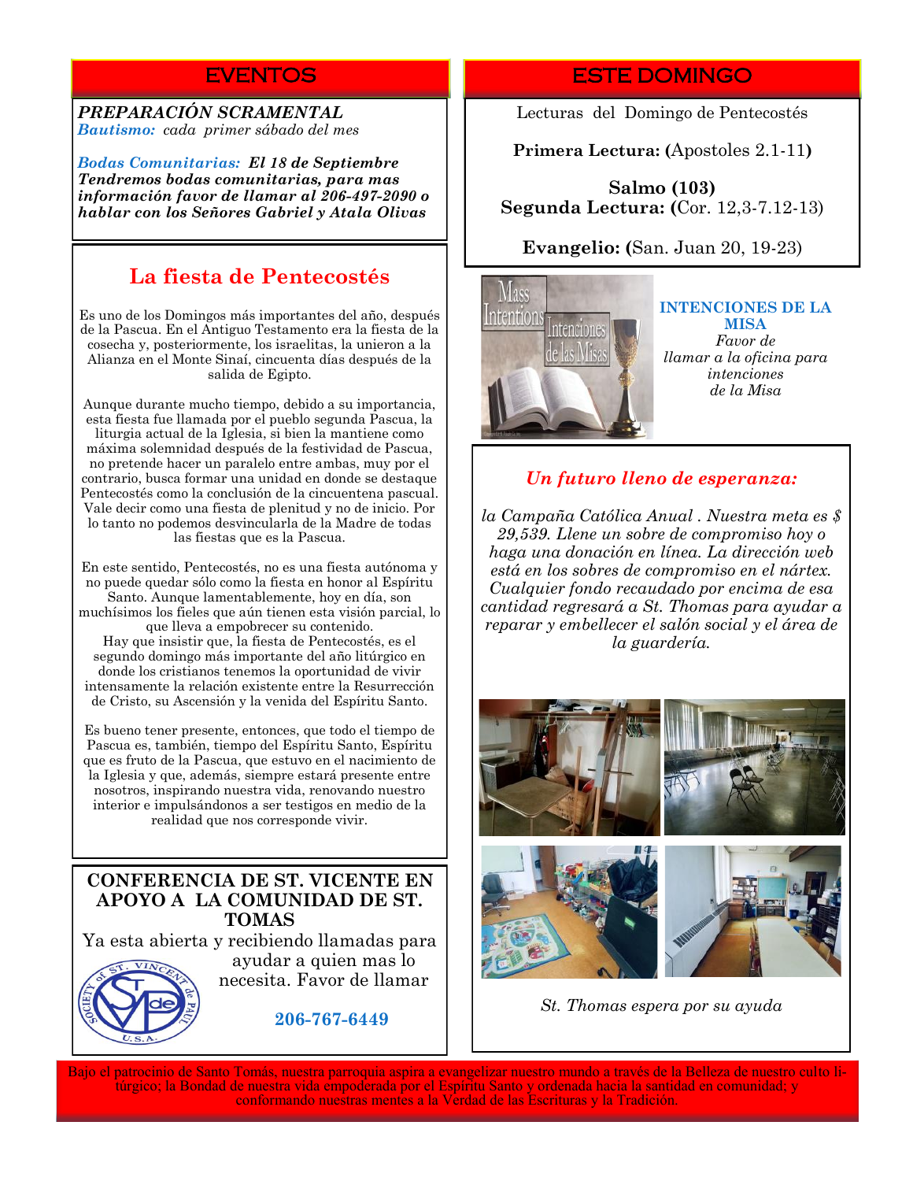## EVENTOS

***PREPARACIÓN SCRAMENTAL***

***Bautismo:*** *cada primer sábado del mes*

***Bodas Comunitarias:*** ***El 18 de Septiembre Tendremos bodas comunitarias, para mas información favor de llamar al 206-497-2090 o hablar con los Señores Gabriel y Atala Olivas***

## La fiesta de Pentecostés

Es uno de los Domingos más importantes del año, después de la Pascua. En el Antiguo Testamento era la fiesta de la cosecha y, posteriormente, los israelitas, la unieron a la Alianza en el Monte Sinaí, cincuenta días después de la salida de Egipto.

Aunque durante mucho tiempo, debido a su importancia, esta fiesta fue llamada por el pueblo segunda Pascua, la liturgia actual de la Iglesia, si bien la mantiene como máxima solemnidad después de la festividad de Pascua, no pretende hacer un paralelo entre ambas, muy por el contrario, busca formar una unidad en donde se destaque Pentecostés como la conclusión de la cincuentena pascual. Vale decir como una fiesta de plenitud y no de inicio. Por lo tanto no podemos desvincularla de la Madre de todas las fiestas que es la Pascua.

En este sentido, Pentecostés, no es una fiesta autónoma y no puede quedar sólo como la fiesta en honor al Espíritu Santo. Aunque lamentablemente, hoy en día, son muchísimos los fieles que aún tienen esta visión parcial, lo que lleva a empobrecer su contenido.
Hay que insistir que, la fiesta de Pentecostés, es el segundo domingo más importante del año litúrgico en donde los cristianos tenemos la oportunidad de vivir intensamente la relación existente entre la Resurrección de Cristo, su Ascensión y la venida del Espíritu Santo.

Es bueno tener presente, entonces, que todo el tiempo de Pascua es, también, tiempo del Espíritu Santo, Espíritu que es fruto de la Pascua, que estuvo en el nacimiento de la Iglesia y que, además, siempre estará presente entre nosotros, inspirando nuestra vida, renovando nuestro interior e impulsándonos a ser testigos en medio de la realidad que nos corresponde vivir.

### CONFERENCIA DE ST. VICENTE EN APOYO A LA COMUNIDAD DE ST. TOMAS

Ya esta abierta y recibiendo llamadas para ayudar a quien mas lo necesita. Favor de llamar

**206-767-6449**

## ESTE DOMINGO

Lecturas del Domingo de Pentecostés

**Primera Lectura: (**Apostoles 2.1-11**)**

**Salmo (103)**

**Segunda Lectura: (**Cor. 12,3-7.12-13)

**Evangelio: (**San. Juan 20, 19-23)

**INTENCIONES DE LA MISA**

*Favor de llamar a la oficina para intenciones de la Misa*

### *Un futuro lleno de esperanza:*

*la Campaña Católica Anual . Nuestra meta es $ 29,539. Llene un sobre de compromiso hoy o haga una donación en línea. La dirección web está en los sobres de compromiso en el nártex. Cualquier fondo recaudado por encima de esa cantidad regresará a St. Thomas para ayudar a reparar y embellecer el salón social y el área de la guardería.*

*St. Thomas espera por su ayuda*

Bajo el patrocinio de Santo Tomás, nuestra parroquia aspira a evangelizar nuestro mundo a través de la Belleza de nuestro culto litúrgico; la Bondad de nuestra vida empoderada por el Espíritu Santo y ordenada hacia la santidad en comunidad; y conformando nuestras mentes a la Verdad de las Escrituras y la Tradición.